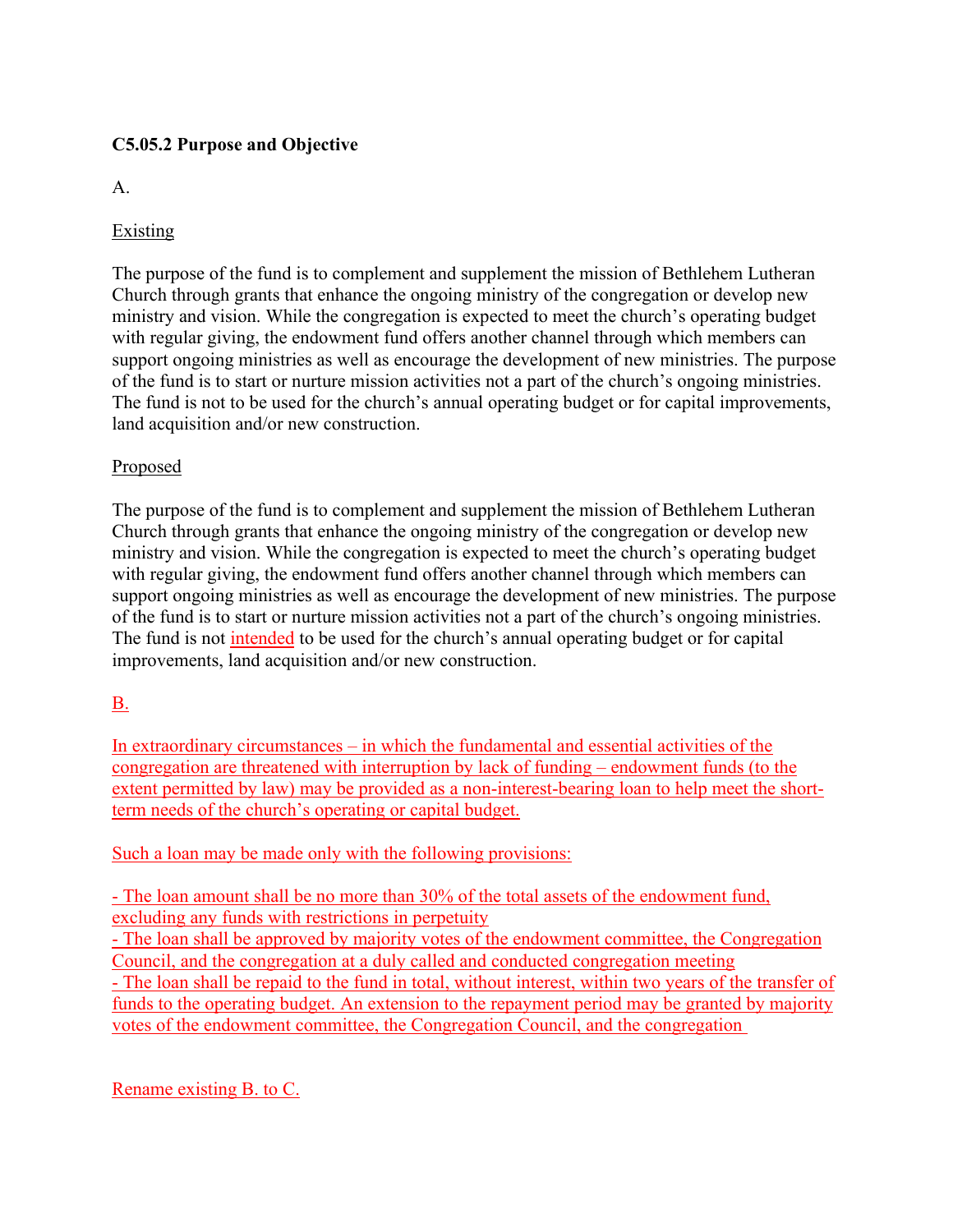**C5.05.2 Purpose and Objective**

A.

<u>Existing</u>

The purpose of the fund is to complement and supplement the mission of Bethlehem Lutheran Church through grants that enhance the ongoing ministry of the congregation or develop new ministry and vision. While the congregation is expected to meet the church's operating budget with regular giving, the endowment fund offers another channel through which members can support ongoing ministries as well as encourage the development of new ministries. The purpose of the fund is to start or nurture mission activities not a part of the church's ongoing ministries. The fund is not to be used for the church's annual operating budget or for capital improvements, land acquisition and/or new construction.

<u>Proposed</u>

The purpose of the fund is to complement and supplement the mission of Bethlehem Lutheran Church through grants that enhance the ongoing ministry of the congregation or develop new ministry and vision. While the congregation is expected to meet the church's operating budget with regular giving, the endowment fund offers another channel through which members can support ongoing ministries as well as encourage the development of new ministries. The purpose of the fund is to start or nurture mission activities not a part of the church's ongoing ministries. The fund is not <u>intended</u> to be used for the church's annual operating budget or for capital improvements, land acquisition and/or new construction.

<u>B.</u>

<u>In extraordinary circumstances – in which the fundamental and essential activities of the congregation are threatened with interruption by lack of funding – endowment funds (to the extent permitted by law) may be provided as a non-interest-bearing loan to help meet the short-term needs of the church's operating or capital budget.</u>

<u>Such a loan may be made only with the following provisions:</u>

- <u>The loan amount shall be no more than 30% of the total assets of the endowment fund, excluding any funds with restrictions in perpetuity</u>
- <u>The loan shall be approved by majority votes of the endowment committee, the Congregation Council, and the congregation at a duly called and conducted congregation meeting</u>
- <u>The loan shall be repaid to the fund in total, without interest, within two years of the transfer of funds to the operating budget. An extension to the repayment period may be granted by majority votes of the endowment committee, the Congregation Council, and the congregation</u>

<u>Rename existing B. to C.</u>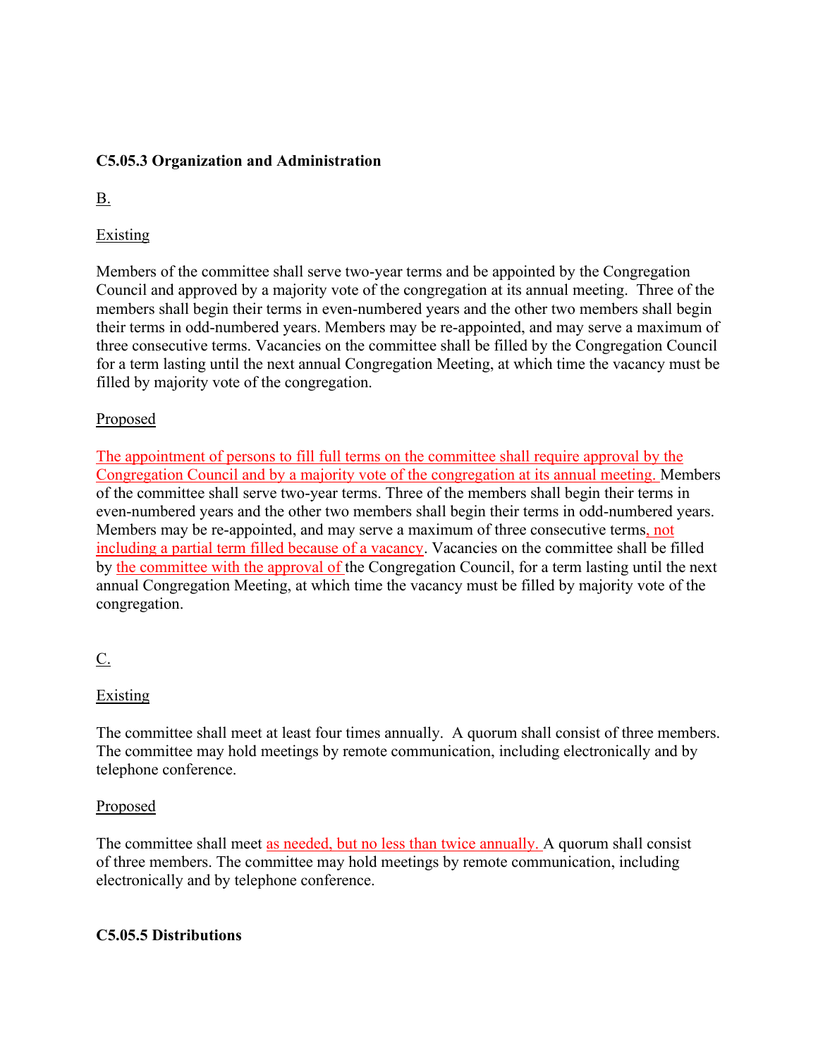**C5.05.3 Organization and Administration**

<u>B.</u>

<u>Existing</u>

Members of the committee shall serve two-year terms and be appointed by the Congregation Council and approved by a majority vote of the congregation at its annual meeting. Three of the members shall begin their terms in even-numbered years and the other two members shall begin their terms in odd-numbered years. Members may be re-appointed, and may serve a maximum of three consecutive terms. Vacancies on the committee shall be filled by the Congregation Council for a term lasting until the next annual Congregation Meeting, at which time the vacancy must be filled by majority vote of the congregation.

<u>Proposed</u>

<u>The appointment of persons to fill full terms on the committee shall require approval by the Congregation Council and by a majority vote of the congregation at its annual meeting.</u> Members of the committee shall serve two-year terms. Three of the members shall begin their terms in even-numbered years and the other two members shall begin their terms in odd-numbered years. Members may be re-appointed, and may serve a maximum of three consecutive terms<u>, not including a partial term filled because of a vacancy</u>. Vacancies on the committee shall be filled by <u>the committee with the approval of</u> the Congregation Council, for a term lasting until the next annual Congregation Meeting, at which time the vacancy must be filled by majority vote of the congregation.

<u>C.</u>

<u>Existing</u>

The committee shall meet at least four times annually. A quorum shall consist of three members. The committee may hold meetings by remote communication, including electronically and by telephone conference.

<u>Proposed</u>

The committee shall meet <u>as needed, but no less than twice annually.</u> A quorum shall consist of three members. The committee may hold meetings by remote communication, including electronically and by telephone conference.

**C5.05.5 Distributions**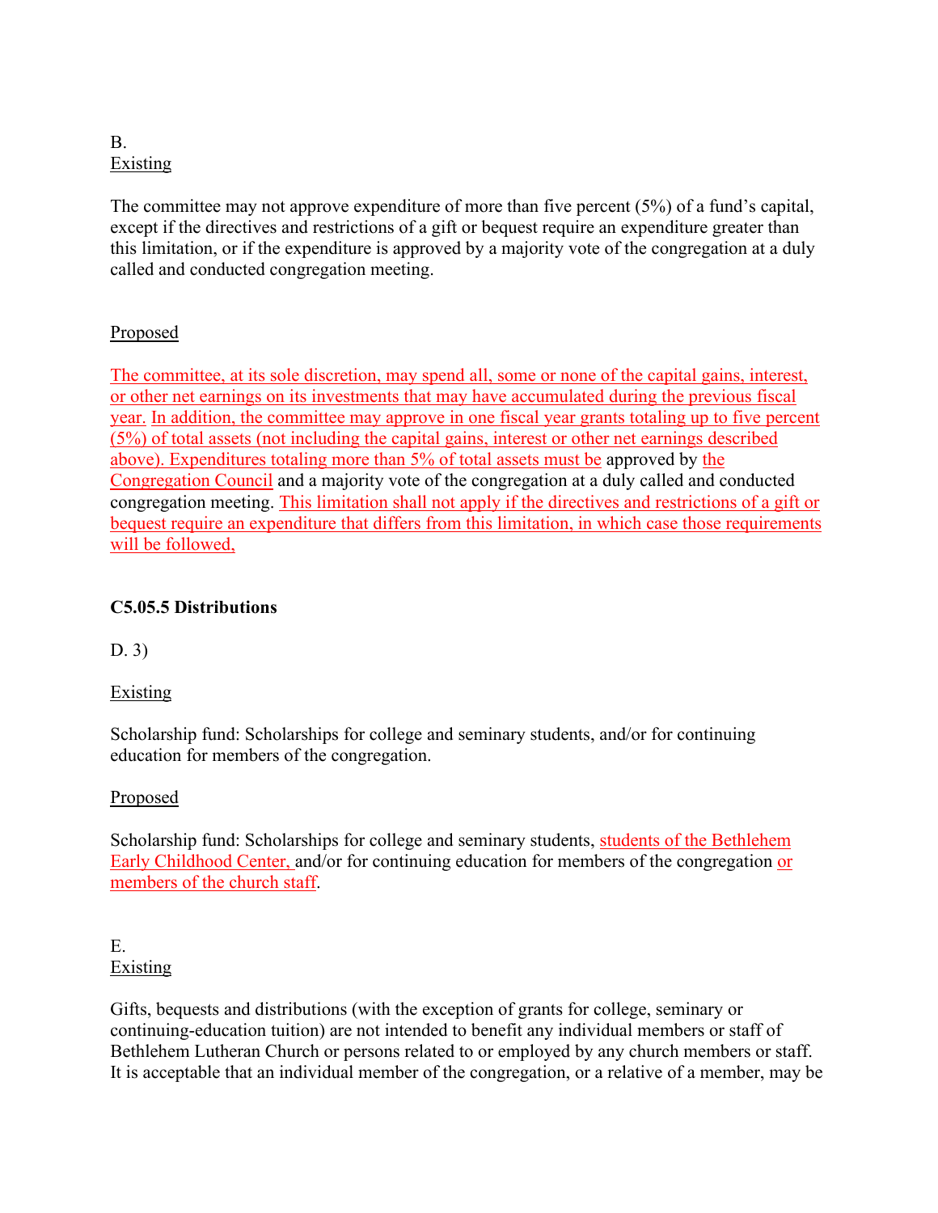B.
Existing

The committee may not approve expenditure of more than five percent (5%) of a fund's capital, except if the directives and restrictions of a gift or bequest require an expenditure greater than this limitation, or if the expenditure is approved by a majority vote of the congregation at a duly called and conducted congregation meeting.

Proposed

The committee, at its sole discretion, may spend all, some or none of the capital gains, interest, or other net earnings on its investments that may have accumulated during the previous fiscal year. In addition, the committee may approve in one fiscal year grants totaling up to five percent (5%) of total assets (not including the capital gains, interest or other net earnings described above). Expenditures totaling more than 5% of total assets must be approved by the Congregation Council and a majority vote of the congregation at a duly called and conducted congregation meeting. This limitation shall not apply if the directives and restrictions of a gift or bequest require an expenditure that differs from this limitation, in which case those requirements will be followed,

**C5.05.5 Distributions**

D. 3)

Existing

Scholarship fund: Scholarships for college and seminary students, and/or for continuing education for members of the congregation.

Proposed

Scholarship fund: Scholarships for college and seminary students, students of the Bethlehem Early Childhood Center, and/or for continuing education for members of the congregation or members of the church staff.

E.
Existing

Gifts, bequests and distributions (with the exception of grants for college, seminary or continuing-education tuition) are not intended to benefit any individual members or staff of Bethlehem Lutheran Church or persons related to or employed by any church members or staff. It is acceptable that an individual member of the congregation, or a relative of a member, may be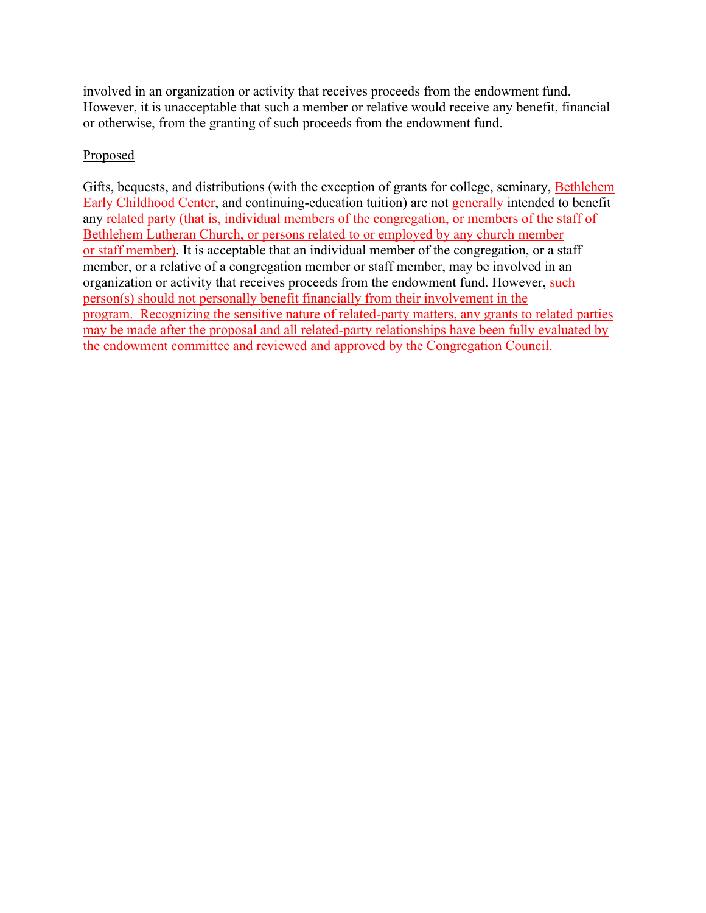involved in an organization or activity that receives proceeds from the endowment fund. However, it is unacceptable that such a member or relative would receive any benefit, financial or otherwise, from the granting of such proceeds from the endowment fund.

Proposed

Gifts, bequests, and distributions (with the exception of grants for college, seminary, Bethlehem Early Childhood Center, and continuing-education tuition) are not generally intended to benefit any related party (that is, individual members of the congregation, or members of the staff of Bethlehem Lutheran Church, or persons related to or employed by any church member or staff member). It is acceptable that an individual member of the congregation, or a staff member, or a relative of a congregation member or staff member, may be involved in an organization or activity that receives proceeds from the endowment fund. However, such person(s) should not personally benefit financially from their involvement in the program. Recognizing the sensitive nature of related-party matters, any grants to related parties may be made after the proposal and all related-party relationships have been fully evaluated by the endowment committee and reviewed and approved by the Congregation Council.